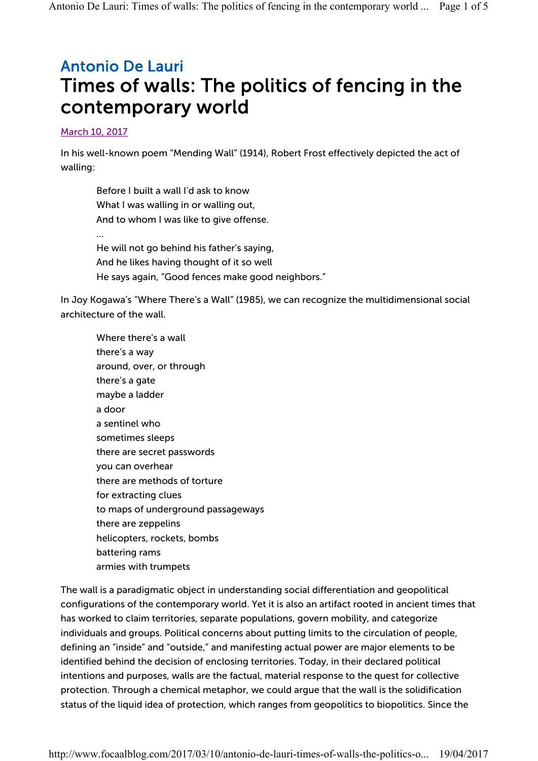## Antonio De Lauri

# Times of walls: The politics of fencing in the contemporary world

March 10, 2017

In his well-known poem "Mending Wall" (1914), Robert Frost effectively depicted the act of walling:

> Before I built a wall I'd ask to know
> What I was walling in or walling out,
> And to whom I was like to give offense.
> …
> He will not go behind his father's saying,
> And he likes having thought of it so well
> He says again, "Good fences make good neighbors."

In Joy Kogawa's "Where There's a Wall" (1985), we can recognize the multidimensional social architecture of the wall.

> Where there's a wall
> there's a way
> around, over, or through
> there's a gate
> maybe a ladder
> a door
> a sentinel who
> sometimes sleeps
> there are secret passwords
> you can overhear
> there are methods of torture
> for extracting clues
> to maps of underground passageways
> there are zeppelins
> helicopters, rockets, bombs
> battering rams
> armies with trumpets

The wall is a paradigmatic object in understanding social differentiation and geopolitical configurations of the contemporary world. Yet it is also an artifact rooted in ancient times that has worked to claim territories, separate populations, govern mobility, and categorize individuals and groups. Political concerns about putting limits to the circulation of people, defining an "inside" and "outside," and manifesting actual power are major elements to be identified behind the decision of enclosing territories. Today, in their declared political intentions and purposes, walls are the factual, material response to the quest for collective protection. Through a chemical metaphor, we could argue that the wall is the solidification status of the liquid idea of protection, which ranges from geopolitics to biopolitics. Since the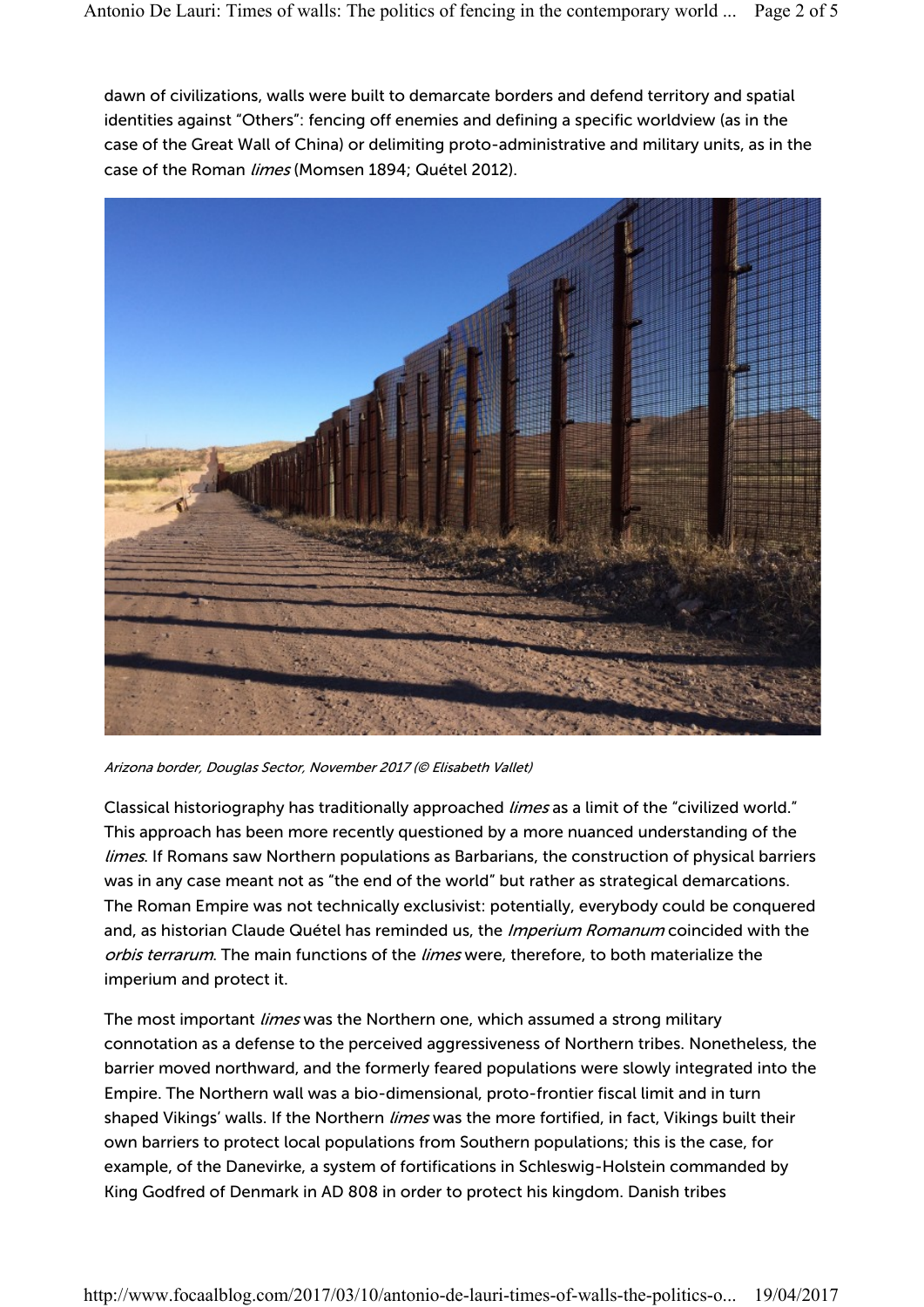dawn of civilizations, walls were built to demarcate borders and defend territory and spatial identities against "Others": fencing off enemies and defining a specific worldview (as in the case of the Great Wall of China) or delimiting proto-administrative and military units, as in the case of the Roman *limes* (Momsen 1894; Quétel 2012).

*Arizona border, Douglas Sector, November 2017 (© Elisabeth Vallet)*

Classical historiography has traditionally approached *limes* as a limit of the "civilized world." This approach has been more recently questioned by a more nuanced understanding of the *limes*. If Romans saw Northern populations as Barbarians, the construction of physical barriers was in any case meant not as "the end of the world" but rather as strategical demarcations. The Roman Empire was not technically exclusivist: potentially, everybody could be conquered and, as historian Claude Quétel has reminded us, the *Imperium Romanum* coincided with the *orbis terrarum*. The main functions of the *limes* were, therefore, to both materialize the imperium and protect it.

The most important *limes* was the Northern one, which assumed a strong military connotation as a defense to the perceived aggressiveness of Northern tribes. Nonetheless, the barrier moved northward, and the formerly feared populations were slowly integrated into the Empire. The Northern wall was a bio-dimensional, proto-frontier fiscal limit and in turn shaped Vikings' walls. If the Northern *limes* was the more fortified, in fact, Vikings built their own barriers to protect local populations from Southern populations; this is the case, for example, of the Danevirke, a system of fortifications in Schleswig-Holstein commanded by King Godfred of Denmark in AD 808 in order to protect his kingdom. Danish tribes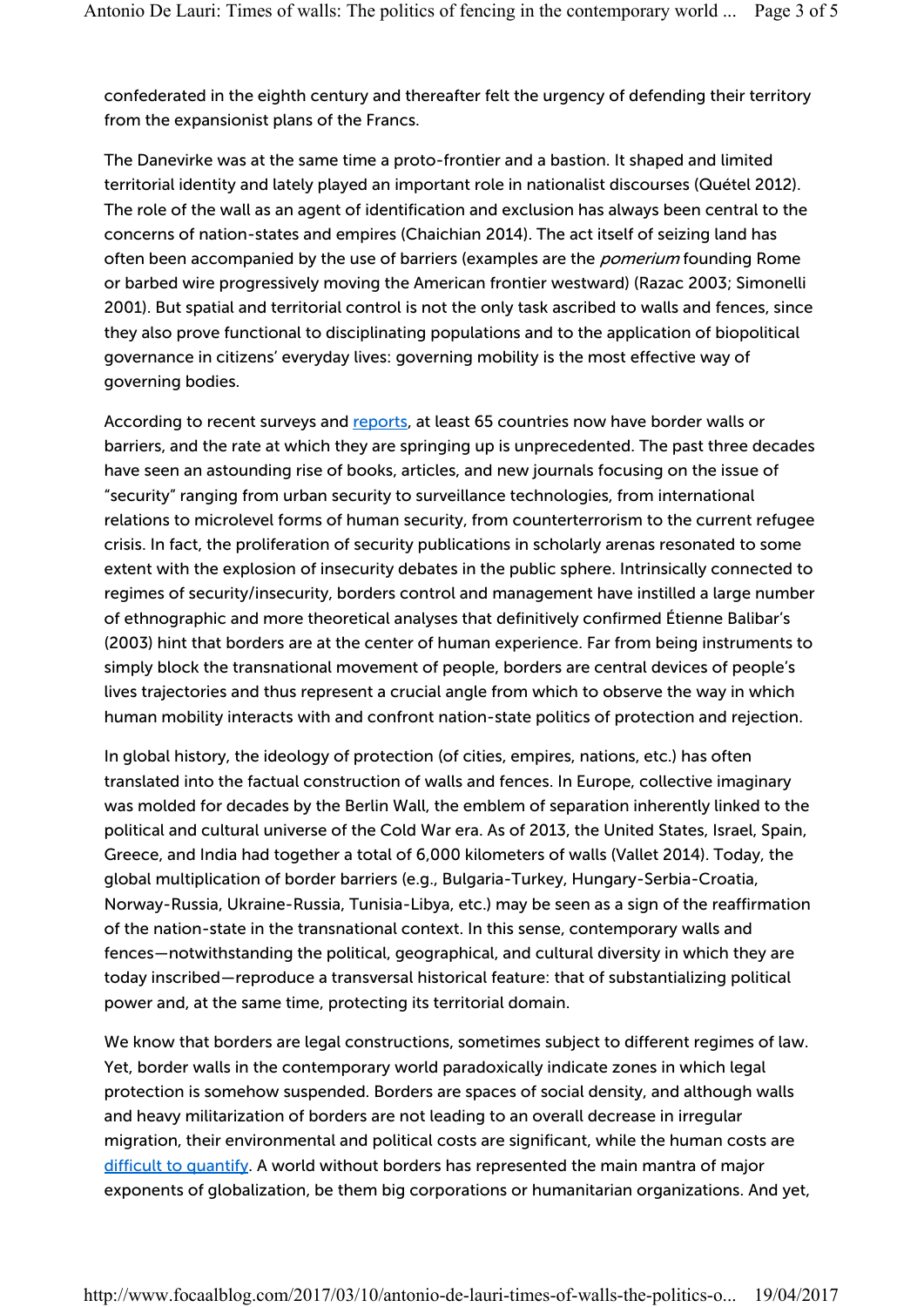confederated in the eighth century and thereafter felt the urgency of defending their territory from the expansionist plans of the Francs.

The Danevirke was at the same time a proto-frontier and a bastion. It shaped and limited territorial identity and lately played an important role in nationalist discourses (Quétel 2012). The role of the wall as an agent of identification and exclusion has always been central to the concerns of nation-states and empires (Chaichian 2014). The act itself of seizing land has often been accompanied by the use of barriers (examples are the *pomerium* founding Rome or barbed wire progressively moving the American frontier westward) (Razac 2003; Simonelli 2001). But spatial and territorial control is not the only task ascribed to walls and fences, since they also prove functional to disciplinating populations and to the application of biopolitical governance in citizens' everyday lives: governing mobility is the most effective way of governing bodies.

According to recent surveys and reports, at least 65 countries now have border walls or barriers, and the rate at which they are springing up is unprecedented. The past three decades have seen an astounding rise of books, articles, and new journals focusing on the issue of "security" ranging from urban security to surveillance technologies, from international relations to microlevel forms of human security, from counterterrorism to the current refugee crisis. In fact, the proliferation of security publications in scholarly arenas resonated to some extent with the explosion of insecurity debates in the public sphere. Intrinsically connected to regimes of security/insecurity, borders control and management have instilled a large number of ethnographic and more theoretical analyses that definitively confirmed Étienne Balibar's (2003) hint that borders are at the center of human experience. Far from being instruments to simply block the transnational movement of people, borders are central devices of people's lives trajectories and thus represent a crucial angle from which to observe the way in which human mobility interacts with and confront nation-state politics of protection and rejection.

In global history, the ideology of protection (of cities, empires, nations, etc.) has often translated into the factual construction of walls and fences. In Europe, collective imaginary was molded for decades by the Berlin Wall, the emblem of separation inherently linked to the political and cultural universe of the Cold War era. As of 2013, the United States, Israel, Spain, Greece, and India had together a total of 6,000 kilometers of walls (Vallet 2014). Today, the global multiplication of border barriers (e.g., Bulgaria-Turkey, Hungary-Serbia-Croatia, Norway-Russia, Ukraine-Russia, Tunisia-Libya, etc.) may be seen as a sign of the reaffirmation of the nation-state in the transnational context. In this sense, contemporary walls and fences—notwithstanding the political, geographical, and cultural diversity in which they are today inscribed—reproduce a transversal historical feature: that of substantializing political power and, at the same time, protecting its territorial domain.

We know that borders are legal constructions, sometimes subject to different regimes of law. Yet, border walls in the contemporary world paradoxically indicate zones in which legal protection is somehow suspended. Borders are spaces of social density, and although walls and heavy militarization of borders are not leading to an overall decrease in irregular migration, their environmental and political costs are significant, while the human costs are difficult to quantify. A world without borders has represented the main mantra of major exponents of globalization, be them big corporations or humanitarian organizations. And yet,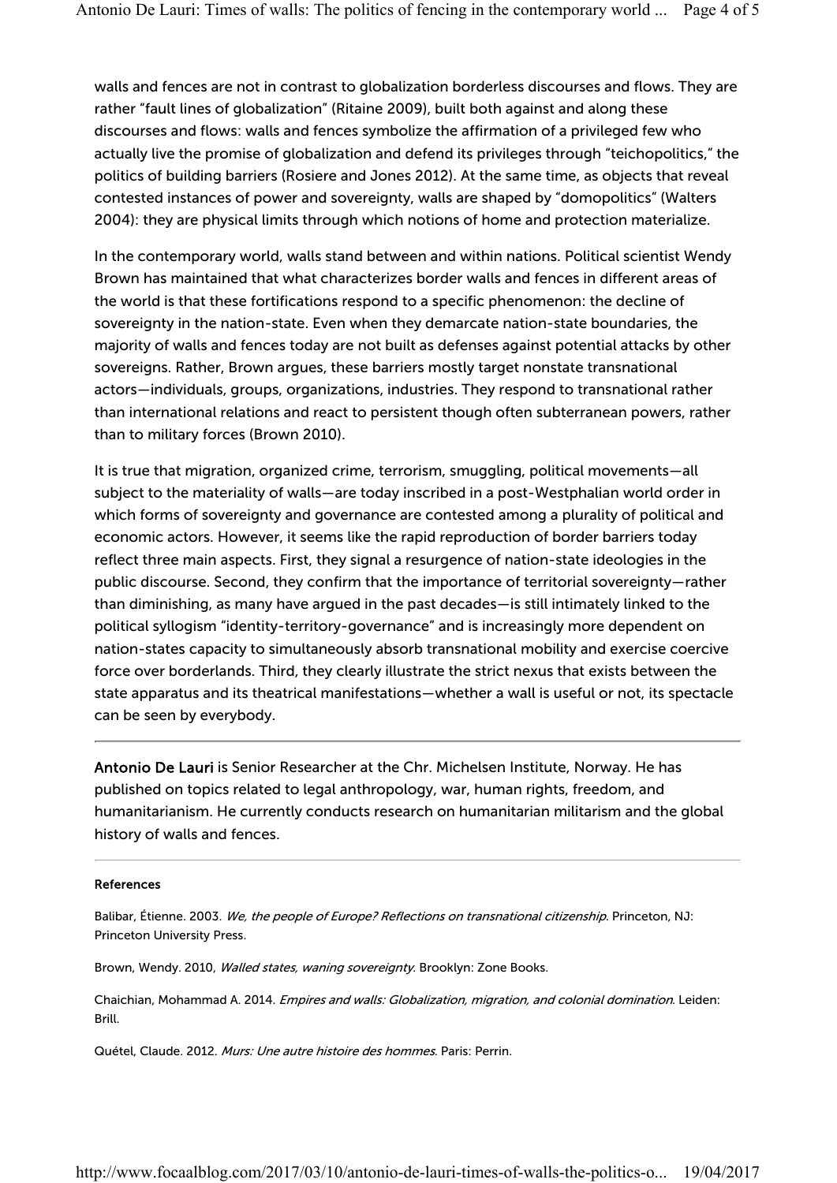walls and fences are not in contrast to globalization borderless discourses and flows. They are rather "fault lines of globalization" (Ritaine 2009), built both against and along these discourses and flows: walls and fences symbolize the affirmation of a privileged few who actually live the promise of globalization and defend its privileges through "teichopolitics," the politics of building barriers (Rosiere and Jones 2012). At the same time, as objects that reveal contested instances of power and sovereignty, walls are shaped by "domopolitics" (Walters 2004): they are physical limits through which notions of home and protection materialize.

In the contemporary world, walls stand between and within nations. Political scientist Wendy Brown has maintained that what characterizes border walls and fences in different areas of the world is that these fortifications respond to a specific phenomenon: the decline of sovereignty in the nation-state. Even when they demarcate nation-state boundaries, the majority of walls and fences today are not built as defenses against potential attacks by other sovereigns. Rather, Brown argues, these barriers mostly target nonstate transnational actors—individuals, groups, organizations, industries. They respond to transnational rather than international relations and react to persistent though often subterranean powers, rather than to military forces (Brown 2010).

It is true that migration, organized crime, terrorism, smuggling, political movements—all subject to the materiality of walls—are today inscribed in a post-Westphalian world order in which forms of sovereignty and governance are contested among a plurality of political and economic actors. However, it seems like the rapid reproduction of border barriers today reflect three main aspects. First, they signal a resurgence of nation-state ideologies in the public discourse. Second, they confirm that the importance of territorial sovereignty—rather than diminishing, as many have argued in the past decades—is still intimately linked to the political syllogism "identity-territory-governance" and is increasingly more dependent on nation-states capacity to simultaneously absorb transnational mobility and exercise coercive force over borderlands. Third, they clearly illustrate the strict nexus that exists between the state apparatus and its theatrical manifestations—whether a wall is useful or not, its spectacle can be seen by everybody.

---

**Antonio De Lauri** is Senior Researcher at the Chr. Michelsen Institute, Norway. He has published on topics related to legal anthropology, war, human rights, freedom, and humanitarianism. He currently conducts research on humanitarian militarism and the global history of walls and fences.

---

#### References

Balibar, Étienne. 2003. *We, the people of Europe? Reflections on transnational citizenship*. Princeton, NJ: Princeton University Press.

Brown, Wendy. 2010, *Walled states, waning sovereignty*. Brooklyn: Zone Books.

Chaichian, Mohammad A. 2014. *Empires and walls: Globalization, migration, and colonial domination*. Leiden: Brill.

Quétel, Claude. 2012. *Murs: Une autre histoire des hommes*. Paris: Perrin.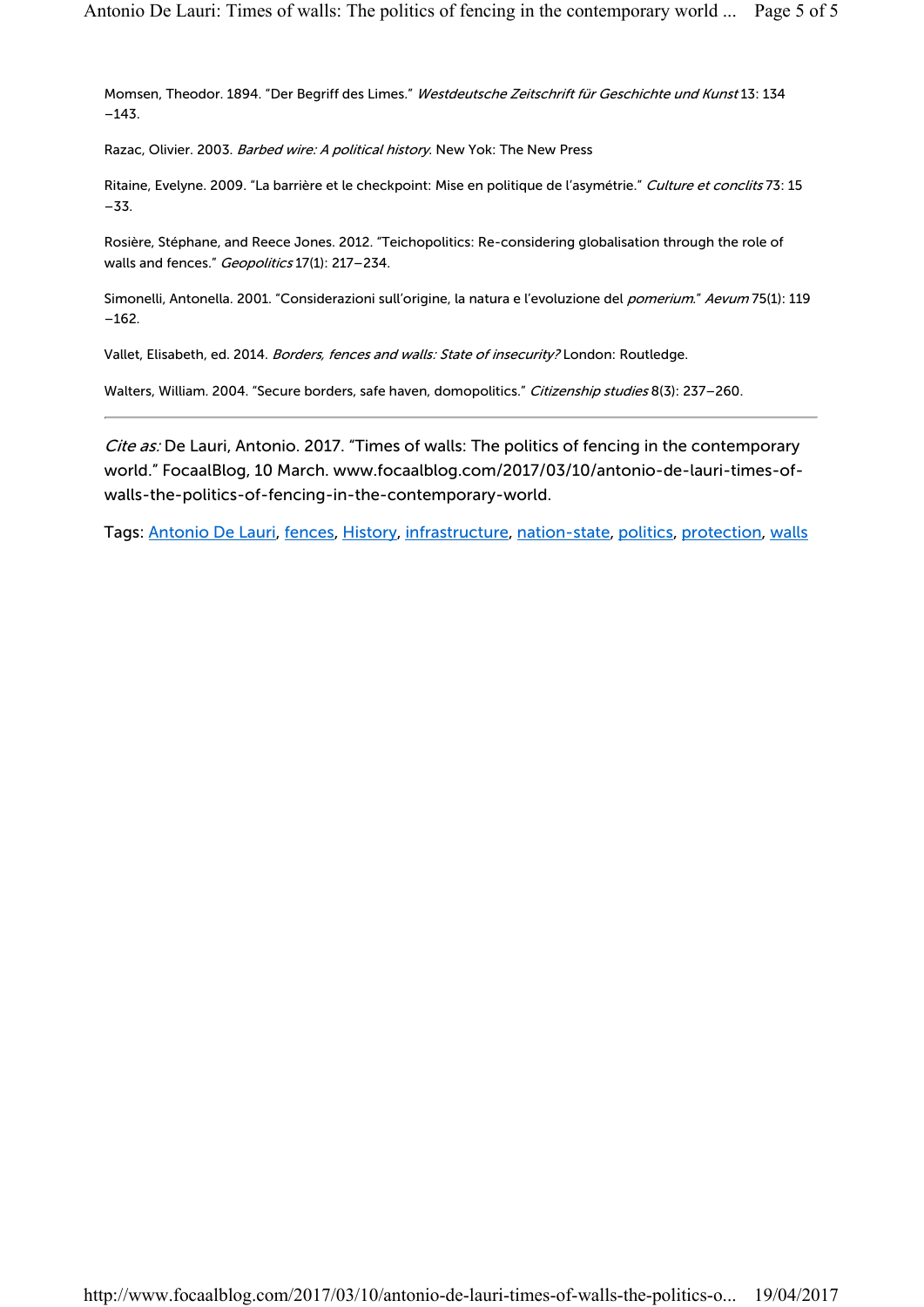Momsen, Theodor. 1894. "Der Begriff des Limes." *Westdeutsche Zeitschrift für Geschichte und Kunst* 13: 134–143.

Razac, Olivier. 2003. *Barbed wire: A political history.* New Yok: The New Press

Ritaine, Evelyne. 2009. "La barrière et le checkpoint: Mise en politique de l'asymétrie." *Culture et conclits* 73: 15–33.

Rosière, Stéphane, and Reece Jones. 2012. "Teichopolitics: Re-considering globalisation through the role of walls and fences." *Geopolitics* 17(1): 217–234.

Simonelli, Antonella. 2001. "Considerazioni sull'origine, la natura e l'evoluzione del *pomerium*." *Aevum* 75(1): 119–162.

Vallet, Elisabeth, ed. 2014. *Borders, fences and walls: State of insecurity?* London: Routledge.

Walters, William. 2004. "Secure borders, safe haven, domopolitics." *Citizenship studies* 8(3): 237–260.

---

*Cite as:* De Lauri, Antonio. 2017. "Times of walls: The politics of fencing in the contemporary world." FocaalBlog, 10 March. www.focaalblog.com/2017/03/10/antonio-de-lauri-times-of-walls-the-politics-of-fencing-in-the-contemporary-world.

Tags: Antonio De Lauri, fences, History, infrastructure, nation-state, politics, protection, walls